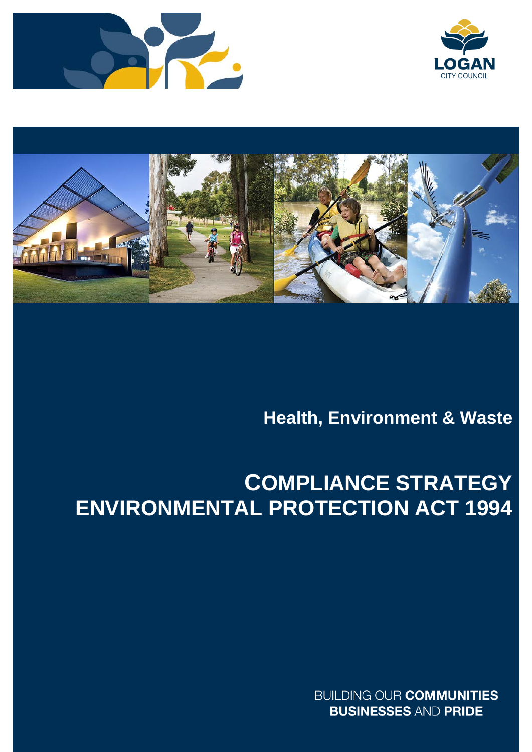LOGAN
CITY COUNCIL

Health, Environment & Waste

# COMPLIANCE STRATEGY ENVIRONMENTAL PROTECTION ACT 1994

BUILDING OUR **COMMUNITIES BUSINESSES** AND **PRIDE**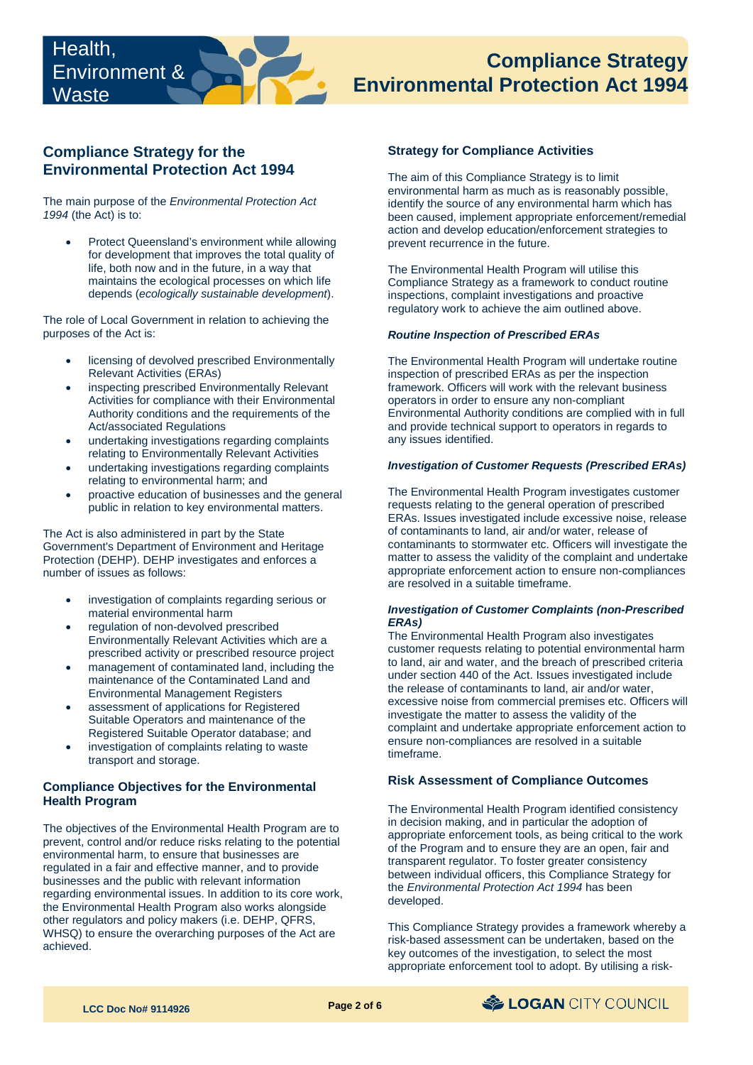## Compliance Strategy for the Environmental Protection Act 1994

The main purpose of the *Environmental Protection Act 1994* (the Act) is to:

- Protect Queensland's environment while allowing for development that improves the total quality of life, both now and in the future, in a way that maintains the ecological processes on which life depends (*ecologically sustainable development*).

The role of Local Government in relation to achieving the purposes of the Act is:

- licensing of devolved prescribed Environmentally Relevant Activities (ERAs)
- inspecting prescribed Environmentally Relevant Activities for compliance with their Environmental Authority conditions and the requirements of the Act/associated Regulations
- undertaking investigations regarding complaints relating to Environmentally Relevant Activities
- undertaking investigations regarding complaints relating to environmental harm; and
- proactive education of businesses and the general public in relation to key environmental matters.

The Act is also administered in part by the State Government's Department of Environment and Heritage Protection (DEHP). DEHP investigates and enforces a number of issues as follows:

- investigation of complaints regarding serious or material environmental harm
- regulation of non-devolved prescribed Environmentally Relevant Activities which are a prescribed activity or prescribed resource project
- management of contaminated land, including the maintenance of the Contaminated Land and Environmental Management Registers
- assessment of applications for Registered Suitable Operators and maintenance of the Registered Suitable Operator database; and
- investigation of complaints relating to waste transport and storage.

### Compliance Objectives for the Environmental Health Program

The objectives of the Environmental Health Program are to prevent, control and/or reduce risks relating to the potential environmental harm, to ensure that businesses are regulated in a fair and effective manner, and to provide businesses and the public with relevant information regarding environmental issues. In addition to its core work, the Environmental Health Program also works alongside other regulators and policy makers (i.e. DEHP, QFRS, WHSQ) to ensure the overarching purposes of the Act are achieved.

### Strategy for Compliance Activities

The aim of this Compliance Strategy is to limit environmental harm as much as is reasonably possible, identify the source of any environmental harm which has been caused, implement appropriate enforcement/remedial action and develop education/enforcement strategies to prevent recurrence in the future.

The Environmental Health Program will utilise this Compliance Strategy as a framework to conduct routine inspections, complaint investigations and proactive regulatory work to achieve the aim outlined above.

#### *Routine Inspection of Prescribed ERAs*

The Environmental Health Program will undertake routine inspection of prescribed ERAs as per the inspection framework. Officers will work with the relevant business operators in order to ensure any non-compliant Environmental Authority conditions are complied with in full and provide technical support to operators in regards to any issues identified.

#### *Investigation of Customer Requests (Prescribed ERAs)*

The Environmental Health Program investigates customer requests relating to the general operation of prescribed ERAs. Issues investigated include excessive noise, release of contaminants to land, air and/or water, release of contaminants to stormwater etc. Officers will investigate the matter to assess the validity of the complaint and undertake appropriate enforcement action to ensure non-compliances are resolved in a suitable timeframe.

#### *Investigation of Customer Complaints (non-Prescribed ERAs)*

The Environmental Health Program also investigates customer requests relating to potential environmental harm to land, air and water, and the breach of prescribed criteria under section 440 of the Act. Issues investigated include the release of contaminants to land, air and/or water, excessive noise from commercial premises etc. Officers will investigate the matter to assess the validity of the complaint and undertake appropriate enforcement action to ensure non-compliances are resolved in a suitable timeframe.

### Risk Assessment of Compliance Outcomes

The Environmental Health Program identified consistency in decision making, and in particular the adoption of appropriate enforcement tools, as being critical to the work of the Program and to ensure they are an open, fair and transparent regulator. To foster greater consistency between individual officers, this Compliance Strategy for the *Environmental Protection Act 1994* has been developed.

This Compliance Strategy provides a framework whereby a risk-based assessment can be undertaken, based on the key outcomes of the investigation, to select the most appropriate enforcement tool to adopt. By utilising a risk-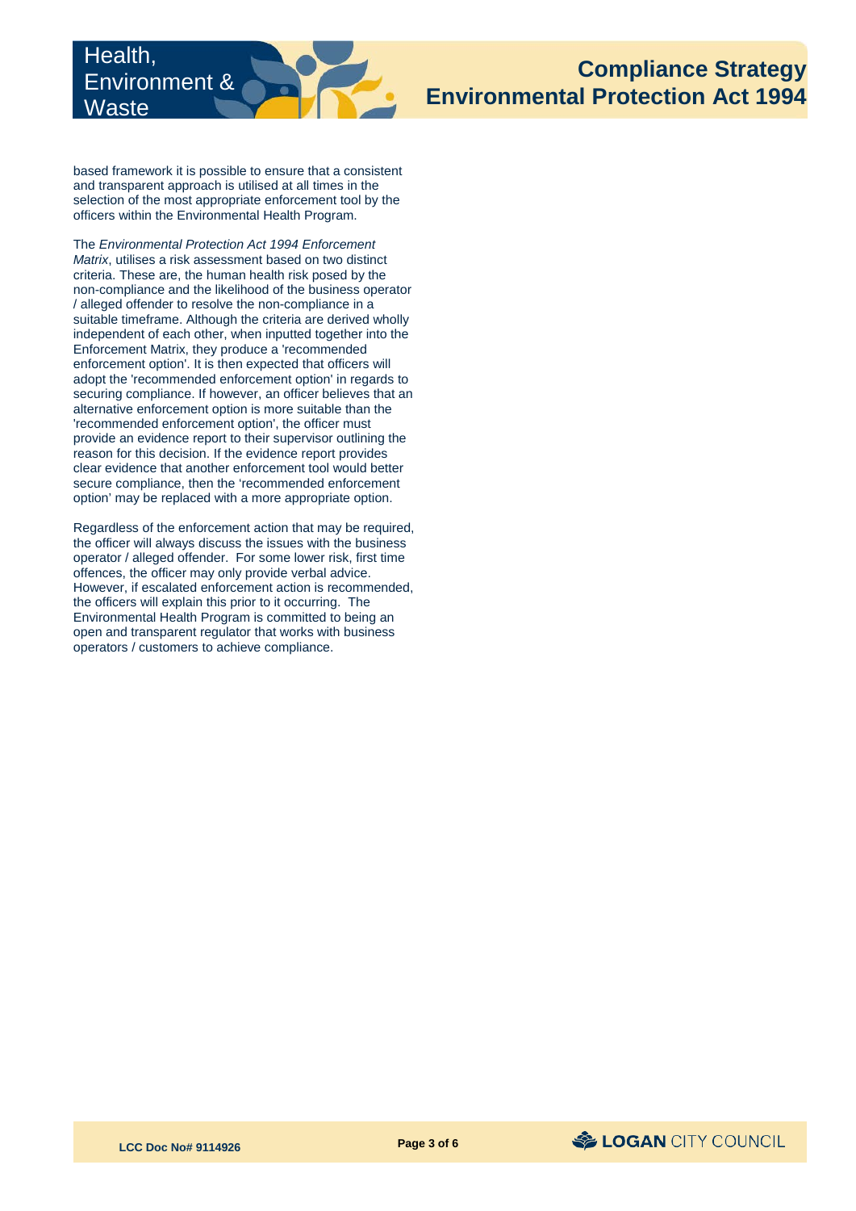based framework it is possible to ensure that a consistent and transparent approach is utilised at all times in the selection of the most appropriate enforcement tool by the officers within the Environmental Health Program.

The *Environmental Protection Act 1994 Enforcement Matrix*, utilises a risk assessment based on two distinct criteria. These are, the human health risk posed by the non-compliance and the likelihood of the business operator / alleged offender to resolve the non-compliance in a suitable timeframe. Although the criteria are derived wholly independent of each other, when inputted together into the Enforcement Matrix, they produce a 'recommended enforcement option'. It is then expected that officers will adopt the 'recommended enforcement option' in regards to securing compliance. If however, an officer believes that an alternative enforcement option is more suitable than the 'recommended enforcement option', the officer must provide an evidence report to their supervisor outlining the reason for this decision. If the evidence report provides clear evidence that another enforcement tool would better secure compliance, then the 'recommended enforcement option' may be replaced with a more appropriate option.

Regardless of the enforcement action that may be required, the officer will always discuss the issues with the business operator / alleged offender. For some lower risk, first time offences, the officer may only provide verbal advice. However, if escalated enforcement action is recommended, the officers will explain this prior to it occurring. The Environmental Health Program is committed to being an open and transparent regulator that works with business operators / customers to achieve compliance.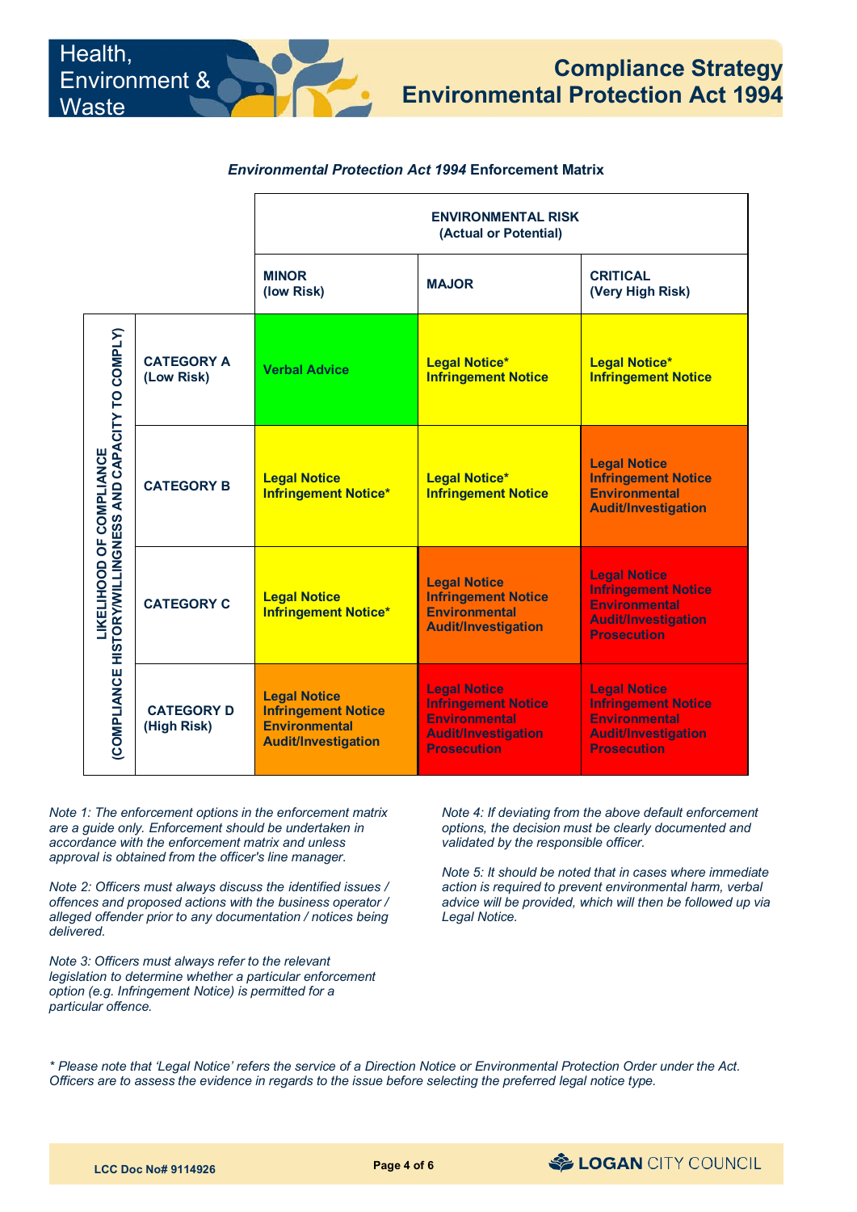## *Environmental Protection Act 1994* Enforcement Matrix

| LIKELIHOOD OF COMPLIANCE (COMPLIANCE HISTORY/WILLINGNESS AND CAPACITY TO COMPLY) | ENVIRONMENTAL RISK (Actual or Potential) | | |
|---|---|---|---|
| | **MINOR (low Risk)** | **MAJOR** | **CRITICAL (Very High Risk)** |
| **CATEGORY A (Low Risk)** | Verbal Advice | Legal Notice* Infringement Notice | Legal Notice* Infringement Notice |
| **CATEGORY B** | Legal Notice Infringement Notice* | Legal Notice* Infringement Notice | Legal Notice Infringement Notice Environmental Audit/Investigation |
| **CATEGORY C** | Legal Notice Infringement Notice* | Legal Notice Infringement Notice Environmental Audit/Investigation | Legal Notice Infringement Notice Environmental Audit/Investigation Prosecution |
| **CATEGORY D (High Risk)** | Legal Notice Infringement Notice Environmental Audit/Investigation | Legal Notice Infringement Notice Environmental Audit/Investigation Prosecution | Legal Notice Infringement Notice Environmental Audit/Investigation Prosecution |

*Note 1: The enforcement options in the enforcement matrix are a guide only. Enforcement should be undertaken in accordance with the enforcement matrix and unless approval is obtained from the officer's line manager.*

*Note 2: Officers must always discuss the identified issues / offences and proposed actions with the business operator / alleged offender prior to any documentation / notices being delivered.*

*Note 3: Officers must always refer to the relevant legislation to determine whether a particular enforcement option (e.g. Infringement Notice) is permitted for a particular offence.*

*Note 4: If deviating from the above default enforcement options, the decision must be clearly documented and validated by the responsible officer.*

*Note 5: It should be noted that in cases where immediate action is required to prevent environmental harm, verbal advice will be provided, which will then be followed up via Legal Notice.*

*\* Please note that 'Legal Notice' refers the service of a Direction Notice or Environmental Protection Order under the Act. Officers are to assess the evidence in regards to the issue before selecting the preferred legal notice type.*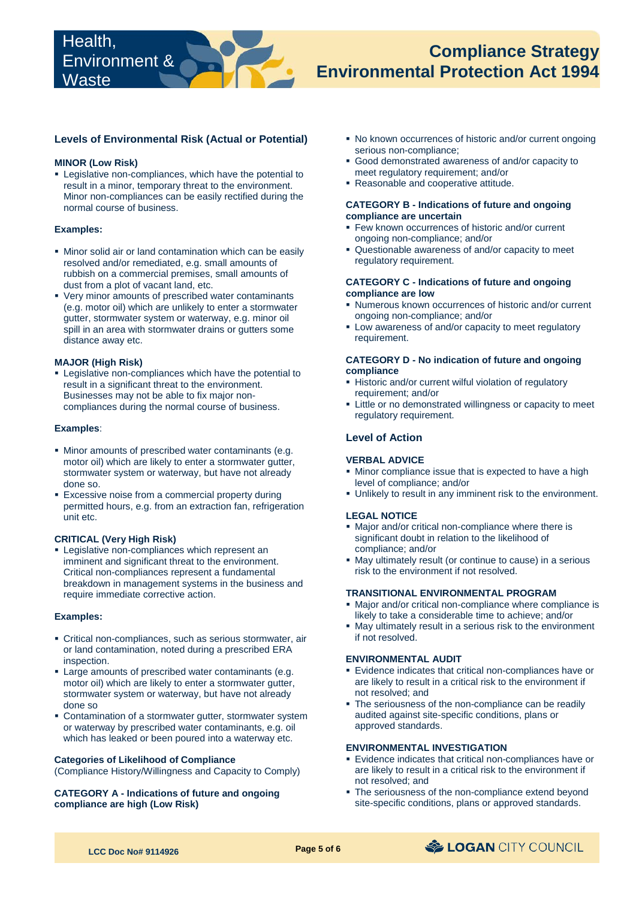## Levels of Environmental Risk (Actual or Potential)

### MINOR (Low Risk)

- Legislative non-compliances, which have the potential to result in a minor, temporary threat to the environment. Minor non-compliances can be easily rectified during the normal course of business.

**Examples:**

- Minor solid air or land contamination which can be easily resolved and/or remediated, e.g. small amounts of rubbish on a commercial premises, small amounts of dust from a plot of vacant land, etc.
- Very minor amounts of prescribed water contaminants (e.g. motor oil) which are unlikely to enter a stormwater gutter, stormwater system or waterway, e.g. minor oil spill in an area with stormwater drains or gutters some distance away etc.

### MAJOR (High Risk)

- Legislative non-compliances which have the potential to result in a significant threat to the environment. Businesses may not be able to fix major non-compliances during the normal course of business.

**Examples**:

- Minor amounts of prescribed water contaminants (e.g. motor oil) which are likely to enter a stormwater gutter, stormwater system or waterway, but have not already done so.
- Excessive noise from a commercial property during permitted hours, e.g. from an extraction fan, refrigeration unit etc.

### CRITICAL (Very High Risk)

- Legislative non-compliances which represent an imminent and significant threat to the environment. Critical non-compliances represent a fundamental breakdown in management systems in the business and require immediate corrective action.

**Examples:**

- Critical non-compliances, such as serious stormwater, air or land contamination, noted during a prescribed ERA inspection.
- Large amounts of prescribed water contaminants (e.g. motor oil) which are likely to enter a stormwater gutter, stormwater system or waterway, but have not already done so
- Contamination of a stormwater gutter, stormwater system or waterway by prescribed water contaminants, e.g. oil which has leaked or been poured into a waterway etc.

### Categories of Likelihood of Compliance

(Compliance History/Willingness and Capacity to Comply)

### CATEGORY A - Indications of future and ongoing compliance are high (Low Risk)

- No known occurrences of historic and/or current ongoing serious non-compliance;
- Good demonstrated awareness of and/or capacity to meet regulatory requirement; and/or
- Reasonable and cooperative attitude.

### CATEGORY B - Indications of future and ongoing compliance are uncertain

- Few known occurrences of historic and/or current ongoing non-compliance; and/or
- Questionable awareness of and/or capacity to meet regulatory requirement.

### CATEGORY C - Indications of future and ongoing compliance are low

- Numerous known occurrences of historic and/or current ongoing non-compliance; and/or
- Low awareness of and/or capacity to meet regulatory requirement.

### CATEGORY D - No indication of future and ongoing compliance

- Historic and/or current wilful violation of regulatory requirement; and/or
- Little or no demonstrated willingness or capacity to meet regulatory requirement.

## Level of Action

### VERBAL ADVICE

- Minor compliance issue that is expected to have a high level of compliance; and/or
- Unlikely to result in any imminent risk to the environment.

### LEGAL NOTICE

- Major and/or critical non-compliance where there is significant doubt in relation to the likelihood of compliance; and/or
- May ultimately result (or continue to cause) in a serious risk to the environment if not resolved.

### TRANSITIONAL ENVIRONMENTAL PROGRAM

- Major and/or critical non-compliance where compliance is likely to take a considerable time to achieve; and/or
- May ultimately result in a serious risk to the environment if not resolved.

### ENVIRONMENTAL AUDIT

- Evidence indicates that critical non-compliances have or are likely to result in a critical risk to the environment if not resolved; and
- The seriousness of the non-compliance can be readily audited against site-specific conditions, plans or approved standards.

### ENVIRONMENTAL INVESTIGATION

- Evidence indicates that critical non-compliances have or are likely to result in a critical risk to the environment if not resolved; and
- The seriousness of the non-compliance extend beyond site-specific conditions, plans or approved standards.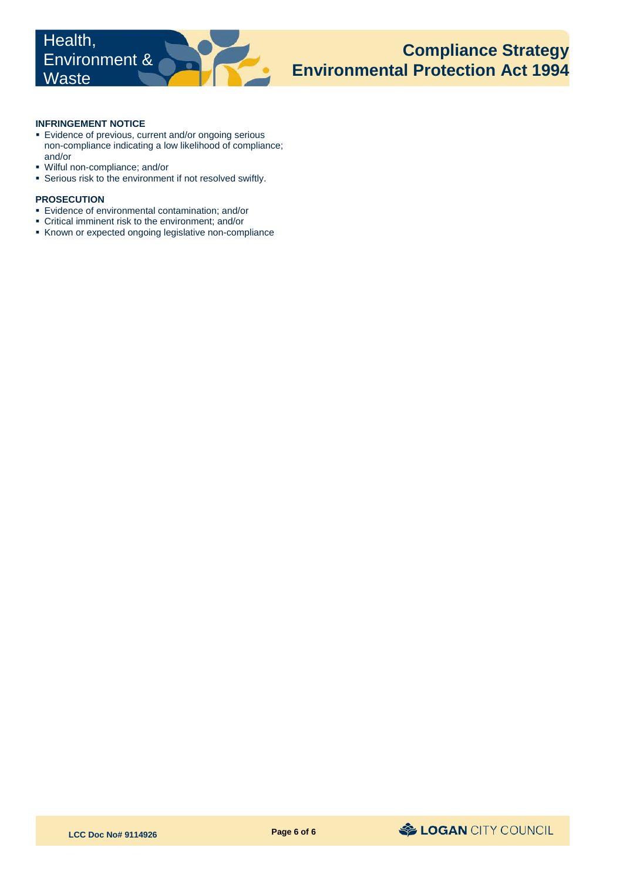**INFRINGEMENT NOTICE**

- Evidence of previous, current and/or ongoing serious non-compliance indicating a low likelihood of compliance; and/or
- Wilful non-compliance; and/or
- Serious risk to the environment if not resolved swiftly.

**PROSECUTION**

- Evidence of environmental contamination; and/or
- Critical imminent risk to the environment; and/or
- Known or expected ongoing legislative non-compliance